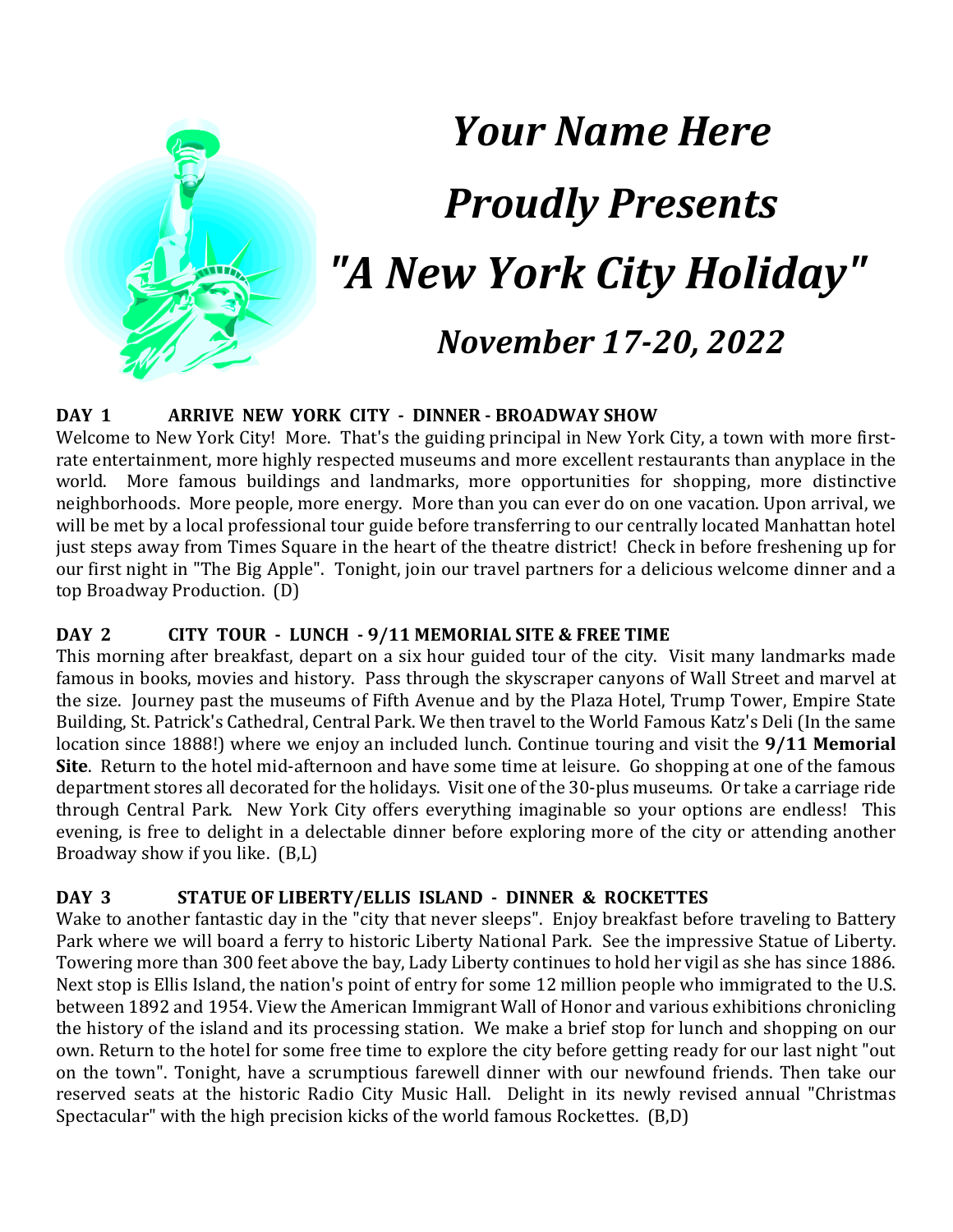# *Your Name Here*

# *Proudly Presents*

# *"A New York City Holiday"*

## *November 17-20, 2022*

**DAY 1 ARRIVE NEW YORK CITY - DINNER - BROADWAY SHOW**

Welcome to New York City! More. That's the guiding principal in New York City, a town with more first-rate entertainment, more highly respected museums and more excellent restaurants than anyplace in the world. More famous buildings and landmarks, more opportunities for shopping, more distinctive neighborhoods. More people, more energy. More than you can ever do on one vacation. Upon arrival, we will be met by a local professional tour guide before transferring to our centrally located Manhattan hotel just steps away from Times Square in the heart of the theatre district! Check in before freshening up for our first night in "The Big Apple". Tonight, join our travel partners for a delicious welcome dinner and a top Broadway Production. (D)

**DAY 2 CITY TOUR - LUNCH - 9/11 MEMORIAL SITE & FREE TIME**

This morning after breakfast, depart on a six hour guided tour of the city. Visit many landmarks made famous in books, movies and history. Pass through the skyscraper canyons of Wall Street and marvel at the size. Journey past the museums of Fifth Avenue and by the Plaza Hotel, Trump Tower, Empire State Building, St. Patrick's Cathedral, Central Park. We then travel to the World Famous Katz's Deli (In the same location since 1888!) where we enjoy an included lunch. Continue touring and visit the **9/11 Memorial Site**. Return to the hotel mid-afternoon and have some time at leisure. Go shopping at one of the famous department stores all decorated for the holidays. Visit one of the 30-plus museums. Or take a carriage ride through Central Park. New York City offers everything imaginable so your options are endless! This evening, is free to delight in a delectable dinner before exploring more of the city or attending another Broadway show if you like. (B,L)

**DAY 3 STATUE OF LIBERTY/ELLIS ISLAND - DINNER & ROCKETTES**

Wake to another fantastic day in the "city that never sleeps". Enjoy breakfast before traveling to Battery Park where we will board a ferry to historic Liberty National Park. See the impressive Statue of Liberty. Towering more than 300 feet above the bay, Lady Liberty continues to hold her vigil as she has since 1886. Next stop is Ellis Island, the nation's point of entry for some 12 million people who immigrated to the U.S. between 1892 and 1954. View the American Immigrant Wall of Honor and various exhibitions chronicling the history of the island and its processing station. We make a brief stop for lunch and shopping on our own. Return to the hotel for some free time to explore the city before getting ready for our last night "out on the town". Tonight, have a scrumptious farewell dinner with our newfound friends. Then take our reserved seats at the historic Radio City Music Hall. Delight in its newly revised annual "Christmas Spectacular" with the high precision kicks of the world famous Rockettes. (B,D)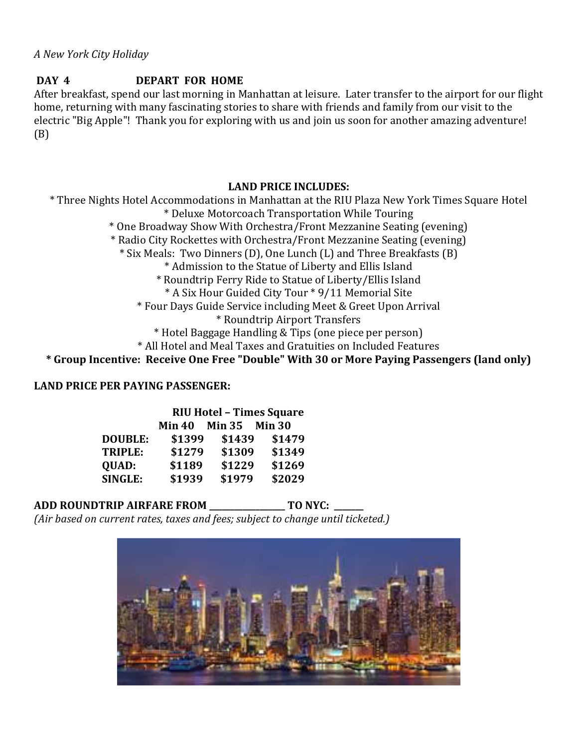*A New York City Holiday*

**DAY 4 DEPART FOR HOME**

After breakfast, spend our last morning in Manhattan at leisure. Later transfer to the airport for our flight home, returning with many fascinating stories to share with friends and family from our visit to the electric "Big Apple"! Thank you for exploring with us and join us soon for another amazing adventure! (B)

**LAND PRICE INCLUDES:**

* Three Nights Hotel Accommodations in Manhattan at the RIU Plaza New York Times Square Hotel
* Deluxe Motorcoach Transportation While Touring
* One Broadway Show With Orchestra/Front Mezzanine Seating (evening)
* Radio City Rockettes with Orchestra/Front Mezzanine Seating (evening)
* Six Meals: Two Dinners (D), One Lunch (L) and Three Breakfasts (B)
* Admission to the Statue of Liberty and Ellis Island
* Roundtrip Ferry Ride to Statue of Liberty/Ellis Island
* A Six Hour Guided City Tour * 9/11 Memorial Site
* Four Days Guide Service including Meet & Greet Upon Arrival
* Roundtrip Airport Transfers
* Hotel Baggage Handling & Tips (one piece per person)
* All Hotel and Meal Taxes and Gratuities on Included Features

**\* Group Incentive: Receive One Free "Double" With 30 or More Paying Passengers (land only)**

**LAND PRICE PER PAYING PASSENGER:**

| | RIU Hotel – Times Square | | |
|---|---|---|---|
| | **Min 40** | **Min 35** | **Min 30** |
| **DOUBLE:** | $1399 | $1439 | $1479 |
| **TRIPLE:** | $1279 | $1309 | $1349 |
| **QUAD:** | $1189 | $1229 | $1269 |
| **SINGLE:** | $1939 | $1979 | $2029 |

**ADD ROUNDTRIP AIRFARE FROM ________________ TO NYC: ______**

*(Air based on current rates, taxes and fees; subject to change until ticketed.)*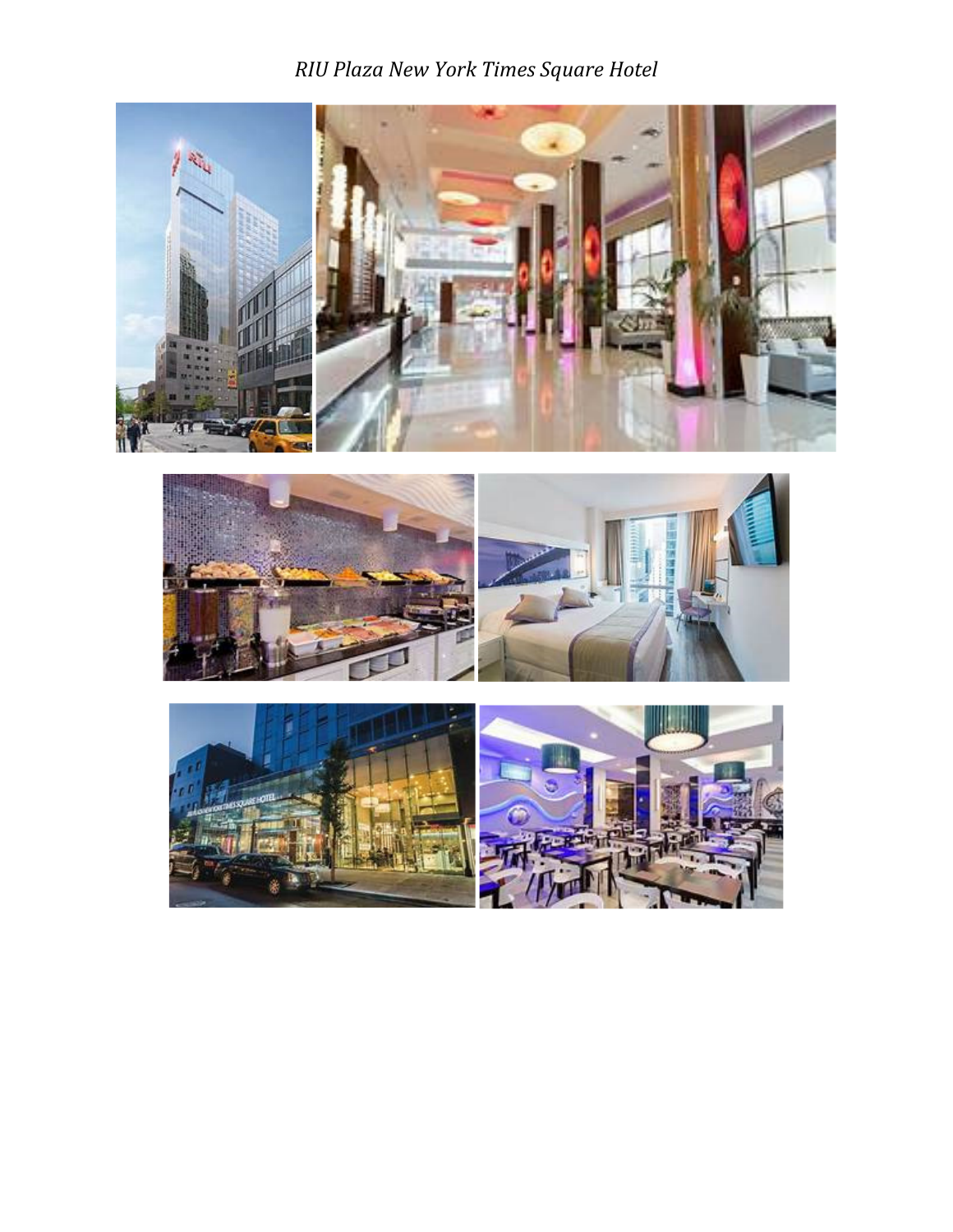*RIU Plaza New York Times Square Hotel*